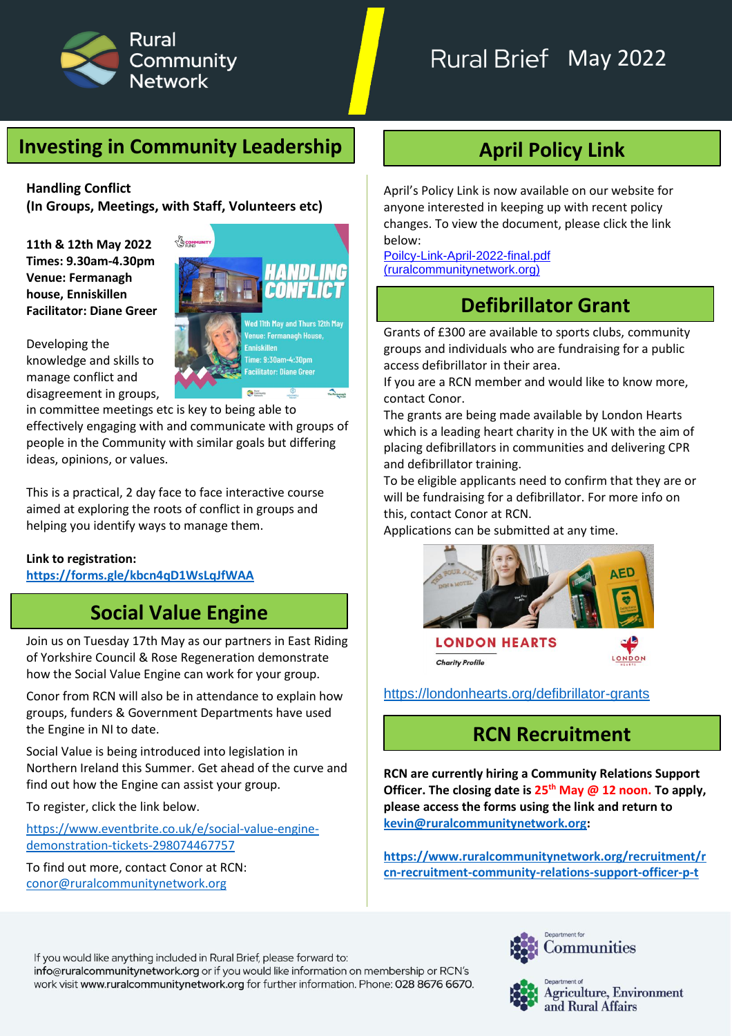Rural Community Network

# Rural Brief May 2022

## Investing in Community Leadership

**Handling Conflict**
**(In Groups, Meetings, with Staff, Volunteers etc)**

**11th & 12th May 2022**
**Times: 9.30am-4.30pm**
**Venue: Fermanagh house, Enniskillen**
**Facilitator: Diane Greer**

Developing the knowledge and skills to manage conflict and disagreement in groups, in committee meetings etc is key to being able to effectively engaging with and communicate with groups of people in the Community with similar goals but differing ideas, opinions, or values.

This is a practical, 2 day face to face interactive course aimed at exploring the roots of conflict in groups and helping you identify ways to manage them.

**Link to registration:**
**https://forms.gle/kbcn4qD1WsLqJfWAA**

## Social Value Engine

Join us on Tuesday 17th May as our partners in East Riding of Yorkshire Council & Rose Regeneration demonstrate how the Social Value Engine can work for your group.

Conor from RCN will also be in attendance to explain how groups, funders & Government Departments have used the Engine in NI to date.

Social Value is being introduced into legislation in Northern Ireland this Summer. Get ahead of the curve and find out how the Engine can assist your group.

To register, click the link below.

https://www.eventbrite.co.uk/e/social-value-engine-demonstration-tickets-298074467757

To find out more, contact Conor at RCN:
conor@ruralcommunitynetwork.org

## April Policy Link

April's Policy Link is now available on our website for anyone interested in keeping up with recent policy changes. To view the document, please click the link below:
Poilcy-Link-April-2022-final.pdf (ruralcommunitynetwork.org)

## Defibrillator Grant

Grants of £300 are available to sports clubs, community groups and individuals who are fundraising for a public access defibrillator in their area.
If you are a RCN member and would like to know more, contact Conor.
The grants are being made available by London Hearts which is a leading heart charity in the UK with the aim of placing defibrillators in communities and delivering CPR and defibrillator training.
To be eligible applicants need to confirm that they are or will be fundraising for a defibrillator. For more info on this, contact Conor at RCN.
Applications can be submitted at any time.

https://londonhearts.org/defibrillator-grants

## RCN Recruitment

**RCN are currently hiring a Community Relations Support Officer. The closing date is 25th May @ 12 noon. To apply, please access the forms using the link and return to kevin@ruralcommunitynetwork.org:**

**https://www.ruralcommunitynetwork.org/recruitment/rcn-recruitment-community-relations-support-officer-p-t**

If you would like anything included in Rural Brief, please forward to: info@ruralcommunitynetwork.org or if you would like information on membership or RCN's work visit www.ruralcommunitynetwork.org for further information. Phone: 028 8676 6670.

Department for Communities
Department of Agriculture, Environment and Rural Affairs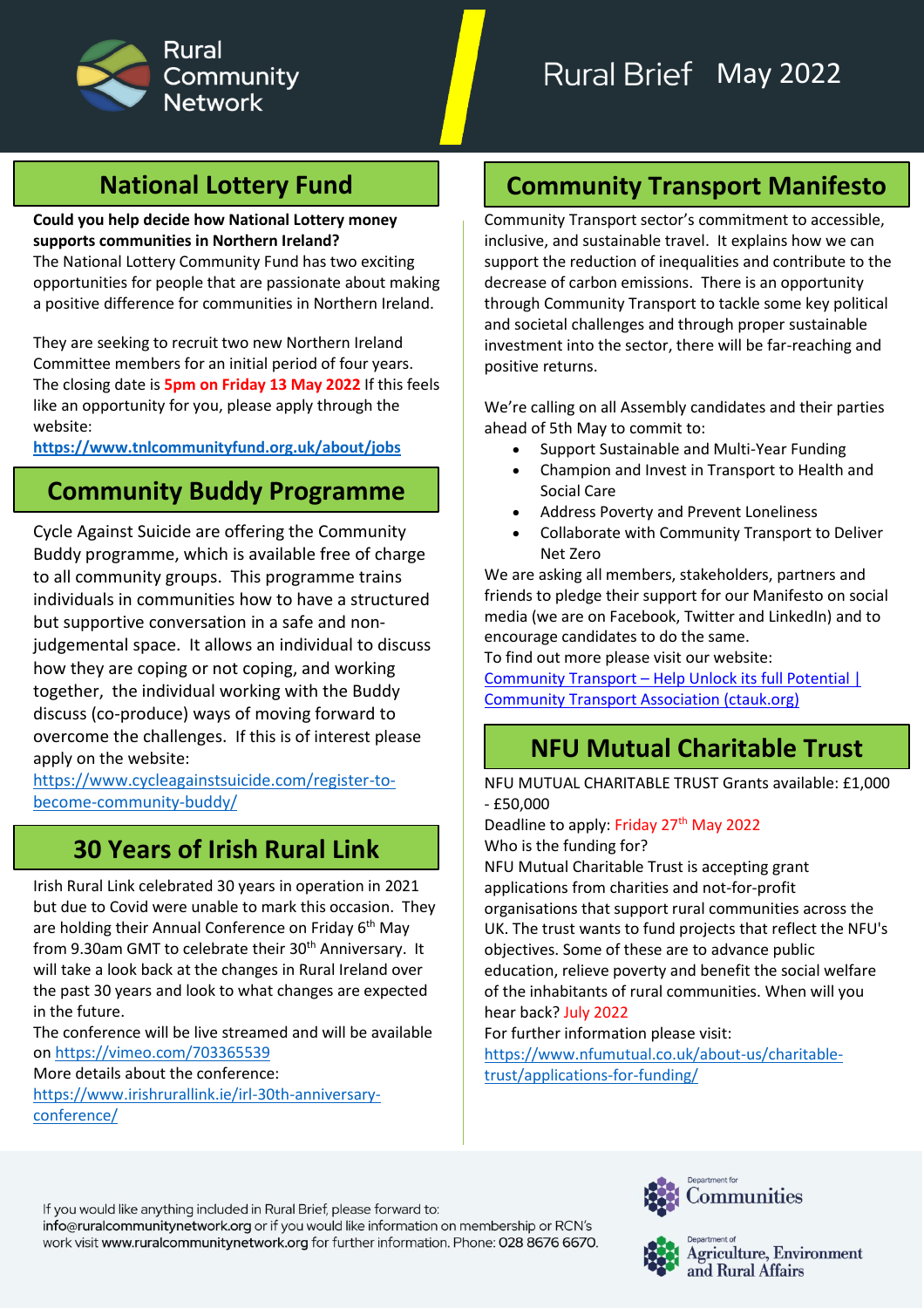Rural Community Network

# Rural Brief May 2022

## National Lottery Fund

**Could you help decide how National Lottery money supports communities in Northern Ireland?**
The National Lottery Community Fund has two exciting opportunities for people that are passionate about making a positive difference for communities in Northern Ireland.

They are seeking to recruit two new Northern Ireland Committee members for an initial period of four years. The closing date is **5pm on Friday 13 May 2022** If this feels like an opportunity for you, please apply through the website:
**https://www.tnlcommunityfund.org.uk/about/jobs**

## Community Buddy Programme

Cycle Against Suicide are offering the Community Buddy programme, which is available free of charge to all community groups. This programme trains individuals in communities how to have a structured but supportive conversation in a safe and non-judgemental space. It allows an individual to discuss how they are coping or not coping, and working together, the individual working with the Buddy discuss (co-produce) ways of moving forward to overcome the challenges. If this is of interest please apply on the website:
https://www.cycleagainstsuicide.com/register-to-become-community-buddy/

## 30 Years of Irish Rural Link

Irish Rural Link celebrated 30 years in operation in 2021 but due to Covid were unable to mark this occasion. They are holding their Annual Conference on Friday 6th May from 9.30am GMT to celebrate their 30th Anniversary. It will take a look back at the changes in Rural Ireland over the past 30 years and look to what changes are expected in the future.
The conference will be live streamed and will be available on https://vimeo.com/703365539
More details about the conference:
https://www.irishrurallink.ie/irl-30th-anniversary-conference/

## Community Transport Manifesto

Community Transport sector's commitment to accessible, inclusive, and sustainable travel. It explains how we can support the reduction of inequalities and contribute to the decrease of carbon emissions. There is an opportunity through Community Transport to tackle some key political and societal challenges and through proper sustainable investment into the sector, there will be far-reaching and positive returns.

We're calling on all Assembly candidates and their parties ahead of 5th May to commit to:

- Support Sustainable and Multi-Year Funding
- Champion and Invest in Transport to Health and Social Care
- Address Poverty and Prevent Loneliness
- Collaborate with Community Transport to Deliver Net Zero

We are asking all members, stakeholders, partners and friends to pledge their support for our Manifesto on social media (we are on Facebook, Twitter and LinkedIn) and to encourage candidates to do the same.
To find out more please visit our website:
Community Transport – Help Unlock its full Potential | Community Transport Association (ctauk.org)

## NFU Mutual Charitable Trust

NFU MUTUAL CHARITABLE TRUST Grants available: £1,000 - £50,000
Deadline to apply: Friday 27th May 2022
Who is the funding for?
NFU Mutual Charitable Trust is accepting grant applications from charities and not-for-profit organisations that support rural communities across the UK. The trust wants to fund projects that reflect the NFU's objectives. Some of these are to advance public education, relieve poverty and benefit the social welfare of the inhabitants of rural communities. When will you hear back? July 2022
For further information please visit:
https://www.nfumutual.co.uk/about-us/charitable-trust/applications-for-funding/

If you would like anything included in Rural Brief, please forward to: info@ruralcommunitynetwork.org or if you would like information on membership or RCN's work visit www.ruralcommunitynetwork.org for further information. Phone: 028 8676 6670.

Department for Communities

Department of Agriculture, Environment and Rural Affairs